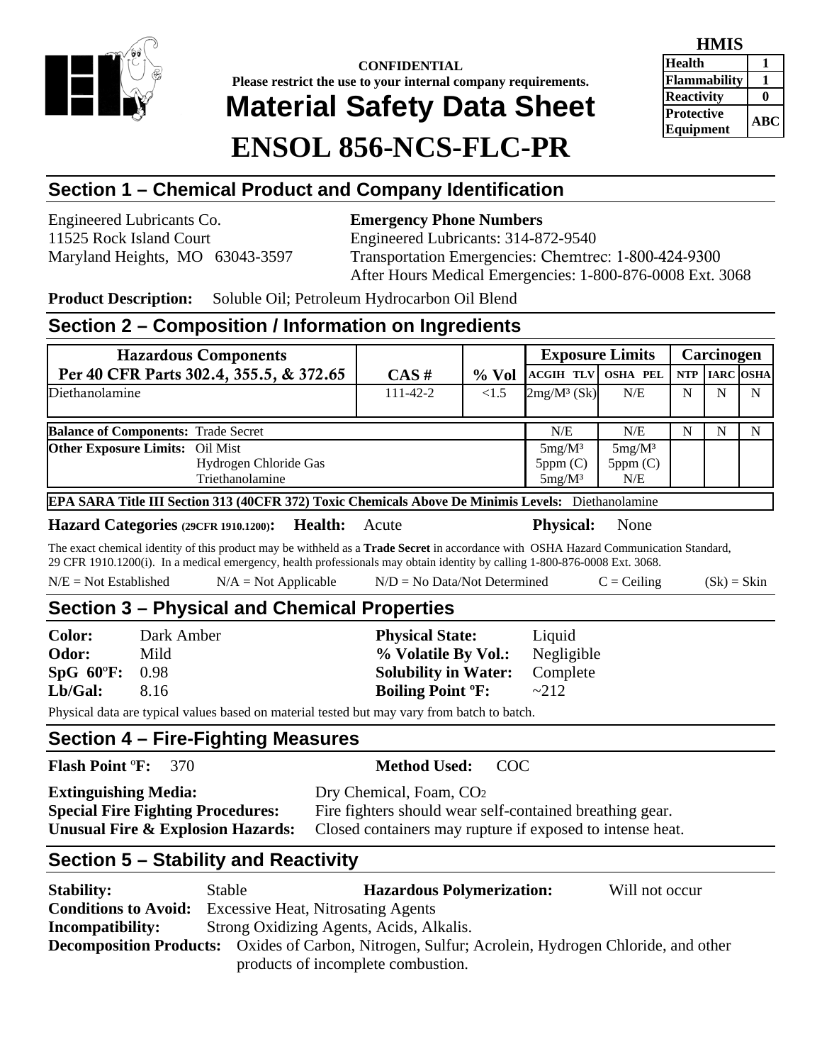**CONFIDENTIAL**
**Please restrict the use to your internal company requirements.**

# Material Safety Data Sheet

# ENSOL 856-NCS-FLC-PR

**HMIS**

| | |
|---|---|
| **Health** | **1** |
| **Flammability** | **1** |
| **Reactivity** | **0** |
| **Protective Equipment** | **ABC** |

## Section 1 – Chemical Product and Company Identification

Engineered Lubricants Co.
11525 Rock Island Court
Maryland Heights, MO 63043-3597

**Emergency Phone Numbers**
Engineered Lubricants: 314-872-9540
Transportation Emergencies: Chemtrec: 1-800-424-9300
After Hours Medical Emergencies: 1-800-876-0008 Ext. 3068

**Product Description:** Soluble Oil; Petroleum Hydrocarbon Oil Blend

## Section 2 – Composition / Information on Ingredients

| Hazardous Components Per 40 CFR Parts 302.4, 355.5, & 372.65 | CAS # | % Vol | Exposure Limits | | Carcinogen | | |
|---|---|---|---|---|---|---|---|
| | | | ACGIH TLV | OSHA PEL | NTP | IARC | OSHA |
| Diethanolamine | 111-42-2 | <1.5 | $2mg/M^3$ (Sk) | N/E | N | N | N |
| **Balance of Components:** Trade Secret | | | N/E | N/E | N | N | N |
| **Other Exposure Limits:** Oil Mist | | | $5mg/M^3$ | $5mg/M^3$ | | | |
| Hydrogen Chloride Gas | | | 5ppm (C) | 5ppm (C) | | | |
| Triethanolamine | | | $5mg/M^3$ | N/E | | | |

**EPA SARA Title III Section 313 (40CFR 372) Toxic Chemicals Above De Minimis Levels:** Diethanolamine

**Hazard Categories (29CFR 1910.1200): Health:** Acute **Physical:** None

The exact chemical identity of this product may be withheld as a **Trade Secret** in accordance with OSHA Hazard Communication Standard, 29 CFR 1910.1200(i). In a medical emergency, health professionals may obtain identity by calling 1-800-876-0008 Ext. 3068.

N/E = Not Established N/A = Not Applicable N/D = No Data/Not Determined C = Ceiling (Sk) = Skin

## Section 3 – Physical and Chemical Properties

**Color:** Dark Amber
**Odor:** Mild
**SpG 60ºF:** 0.98
**Lb/Gal:** 8.16

**Physical State:** Liquid
**% Volatile By Vol.:** Negligible
**Solubility in Water:** Complete
**Boiling Point ºF:** ~212

Physical data are typical values based on material tested but may vary from batch to batch.

## Section 4 – Fire-Fighting Measures

**Flash Point ºF:** 370 **Method Used:** COC

**Extinguishing Media:** Dry Chemical, Foam, $CO_2$
**Special Fire Fighting Procedures:** Fire fighters should wear self-contained breathing gear.
**Unusual Fire & Explosion Hazards:** Closed containers may rupture if exposed to intense heat.

## Section 5 – Stability and Reactivity

**Stability:** Stable **Hazardous Polymerization:** Will not occur
**Conditions to Avoid:** Excessive Heat, Nitrosating Agents
**Incompatibility:** Strong Oxidizing Agents, Acids, Alkalis.
**Decomposition Products:** Oxides of Carbon, Nitrogen, Sulfur; Acrolein, Hydrogen Chloride, and other products of incomplete combustion.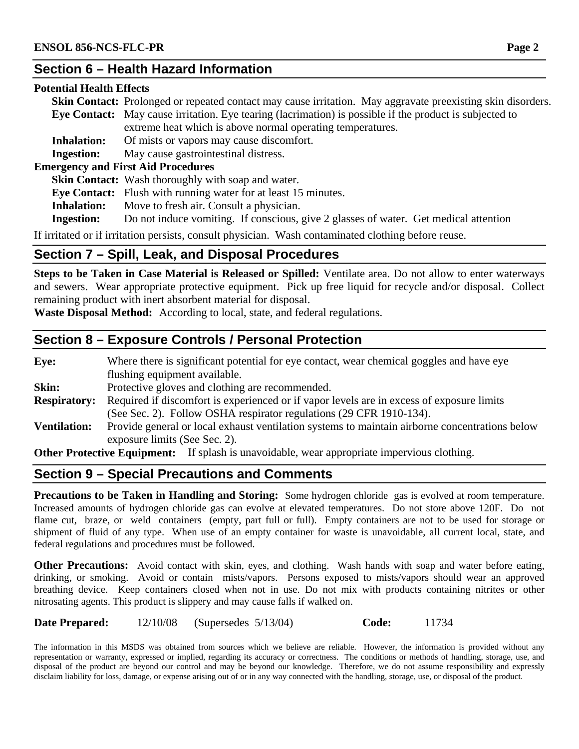## Section 6 – Health Hazard Information

**Potential Health Effects**

**Skin Contact:** Prolonged or repeated contact may cause irritation. May aggravate preexisting skin disorders.
**Eye Contact:** May cause irritation. Eye tearing (lacrimation) is possible if the product is subjected to extreme heat which is above normal operating temperatures.
**Inhalation:** Of mists or vapors may cause discomfort.
**Ingestion:** May cause gastrointestinal distress.

**Emergency and First Aid Procedures**

**Skin Contact:** Wash thoroughly with soap and water.
**Eye Contact:** Flush with running water for at least 15 minutes.
**Inhalation:** Move to fresh air. Consult a physician.
**Ingestion:** Do not induce vomiting. If conscious, give 2 glasses of water. Get medical attention

If irritated or if irritation persists, consult physician. Wash contaminated clothing before reuse.

## Section 7 – Spill, Leak, and Disposal Procedures

**Steps to be Taken in Case Material is Released or Spilled:** Ventilate area. Do not allow to enter waterways and sewers. Wear appropriate protective equipment. Pick up free liquid for recycle and/or disposal. Collect remaining product with inert absorbent material for disposal.
**Waste Disposal Method:** According to local, state, and federal regulations.

## Section 8 – Exposure Controls / Personal Protection

**Eye:** Where there is significant potential for eye contact, wear chemical goggles and have eye flushing equipment available.
**Skin:** Protective gloves and clothing are recommended.
**Respiratory:** Required if discomfort is experienced or if vapor levels are in excess of exposure limits (See Sec. 2). Follow OSHA respirator regulations (29 CFR 1910-134).
**Ventilation:** Provide general or local exhaust ventilation systems to maintain airborne concentrations below exposure limits (See Sec. 2).
**Other Protective Equipment:** If splash is unavoidable, wear appropriate impervious clothing.

## Section 9 – Special Precautions and Comments

**Precautions to be Taken in Handling and Storing:** Some hydrogen chloride gas is evolved at room temperature. Increased amounts of hydrogen chloride gas can evolve at elevated temperatures. Do not store above 120F. Do not flame cut, braze, or weld containers (empty, part full or full). Empty containers are not to be used for storage or shipment of fluid of any type. When use of an empty container for waste is unavoidable, all current local, state, and federal regulations and procedures must be followed.

**Other Precautions:** Avoid contact with skin, eyes, and clothing. Wash hands with soap and water before eating, drinking, or smoking. Avoid or contain mists/vapors. Persons exposed to mists/vapors should wear an approved breathing device. Keep containers closed when not in use. Do not mix with products containing nitrites or other nitrosating agents. This product is slippery and may cause falls if walked on.

**Date Prepared:** 12/10/08 (Supersedes 5/13/04) **Code:** 11734

The information in this MSDS was obtained from sources which we believe are reliable. However, the information is provided without any representation or warranty, expressed or implied, regarding its accuracy or correctness. The conditions or methods of handling, storage, use, and disposal of the product are beyond our control and may be beyond our knowledge. Therefore, we do not assume responsibility and expressly disclaim liability for loss, damage, or expense arising out of or in any way connected with the handling, storage, use, or disposal of the product.